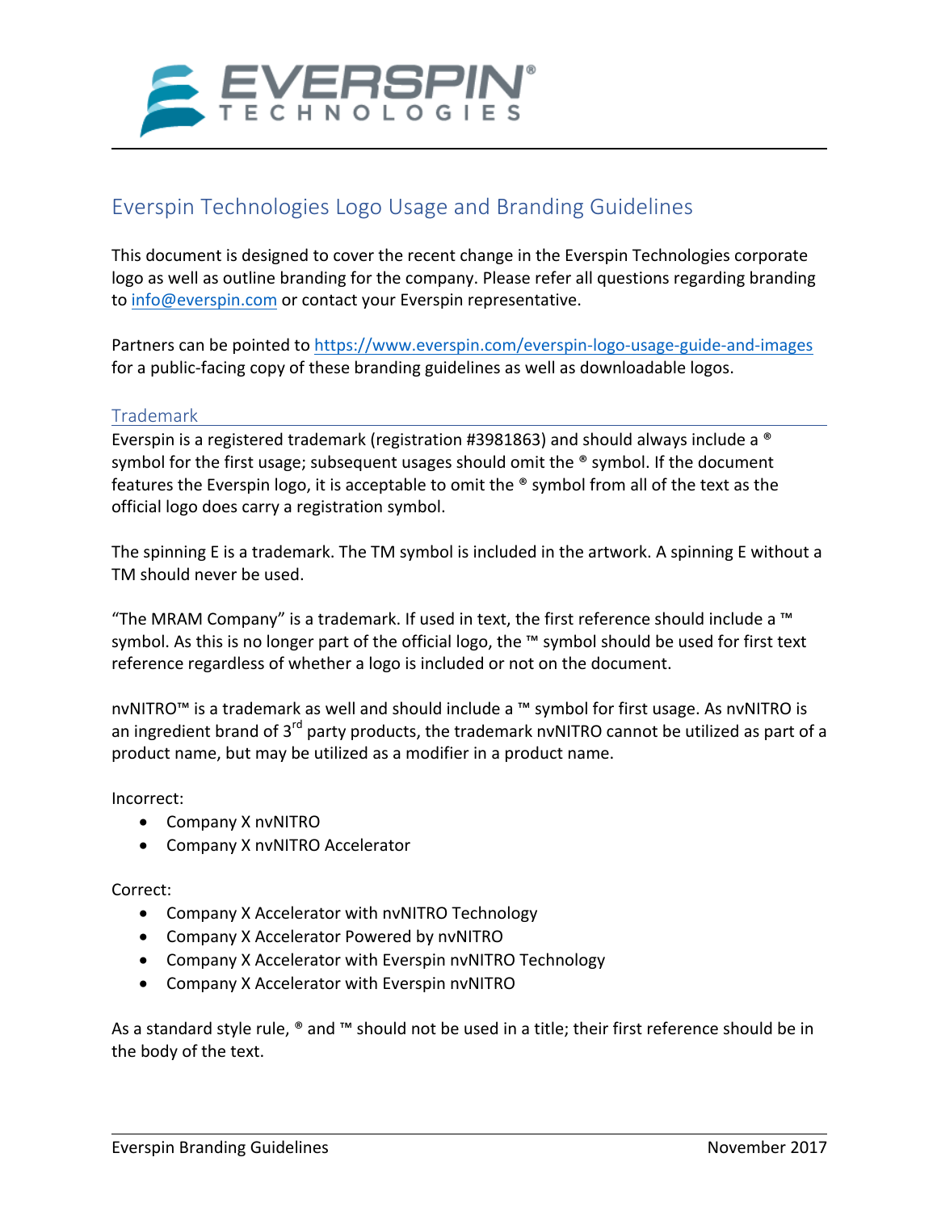# Everspin Technologies Logo Usage and Branding Guidelines

This document is designed to cover the recent change in the Everspin Technologies corporate logo as well as outline branding for the company. Please refer all questions regarding branding to info@everspin.com or contact your Everspin representative.

Partners can be pointed to https://www.everspin.com/everspin-logo-usage-guide-and-images for a public-facing copy of these branding guidelines as well as downloadable logos.

## Trademark

Everspin is a registered trademark (registration #3981863) and should always include a ® symbol for the first usage; subsequent usages should omit the ® symbol. If the document features the Everspin logo, it is acceptable to omit the ® symbol from all of the text as the official logo does carry a registration symbol.

The spinning E is a trademark. The TM symbol is included in the artwork. A spinning E without a TM should never be used.

"The MRAM Company" is a trademark. If used in text, the first reference should include a ™ symbol. As this is no longer part of the official logo, the ™ symbol should be used for first text reference regardless of whether a logo is included or not on the document.

nvNITRO™ is a trademark as well and should include a ™ symbol for first usage. As nvNITRO is an ingredient brand of 3rd party products, the trademark nvNITRO cannot be utilized as part of a product name, but may be utilized as a modifier in a product name.

Incorrect:

- Company X nvNITRO
- Company X nvNITRO Accelerator

Correct:

- Company X Accelerator with nvNITRO Technology
- Company X Accelerator Powered by nvNITRO
- Company X Accelerator with Everspin nvNITRO Technology
- Company X Accelerator with Everspin nvNITRO

As a standard style rule, ® and ™ should not be used in a title; their first reference should be in the body of the text.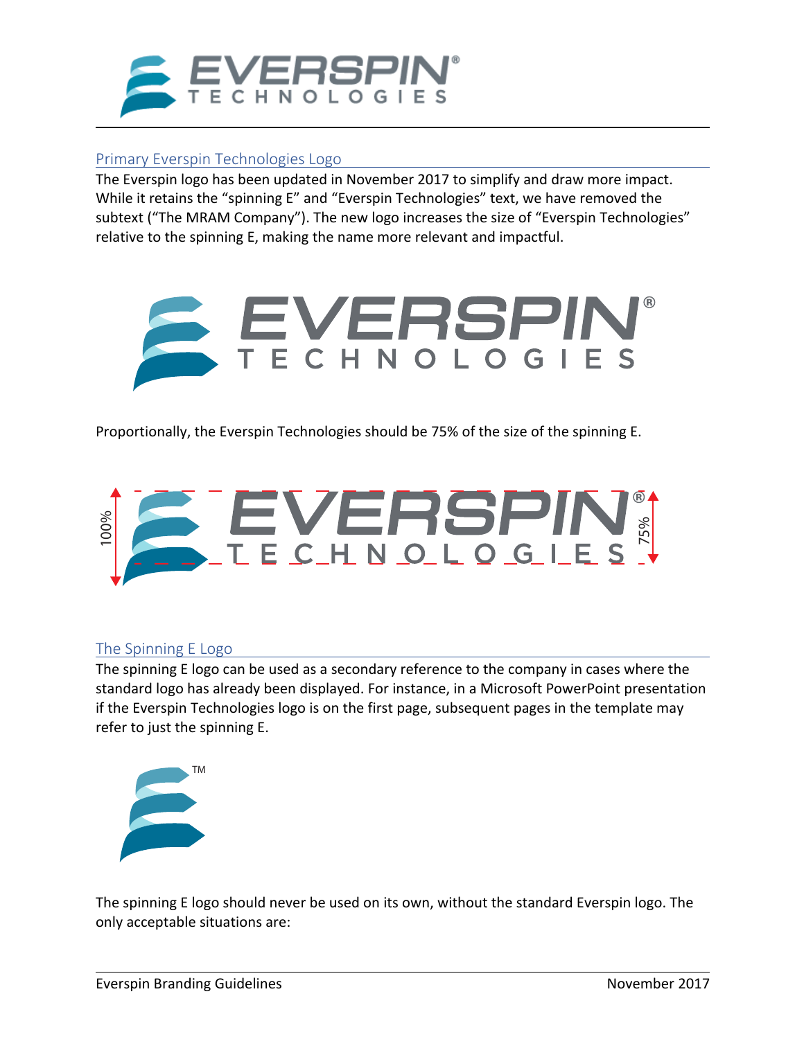## Primary Everspin Technologies Logo

The Everspin logo has been updated in November 2017 to simplify and draw more impact. While it retains the "spinning E" and "Everspin Technologies" text, we have removed the subtext ("The MRAM Company"). The new logo increases the size of "Everspin Technologies" relative to the spinning E, making the name more relevant and impactful.

Proportionally, the Everspin Technologies should be 75% of the size of the spinning E.

## The Spinning E Logo

The spinning E logo can be used as a secondary reference to the company in cases where the standard logo has already been displayed. For instance, in a Microsoft PowerPoint presentation if the Everspin Technologies logo is on the first page, subsequent pages in the template may refer to just the spinning E.

The spinning E logo should never be used on its own, without the standard Everspin logo. The only acceptable situations are: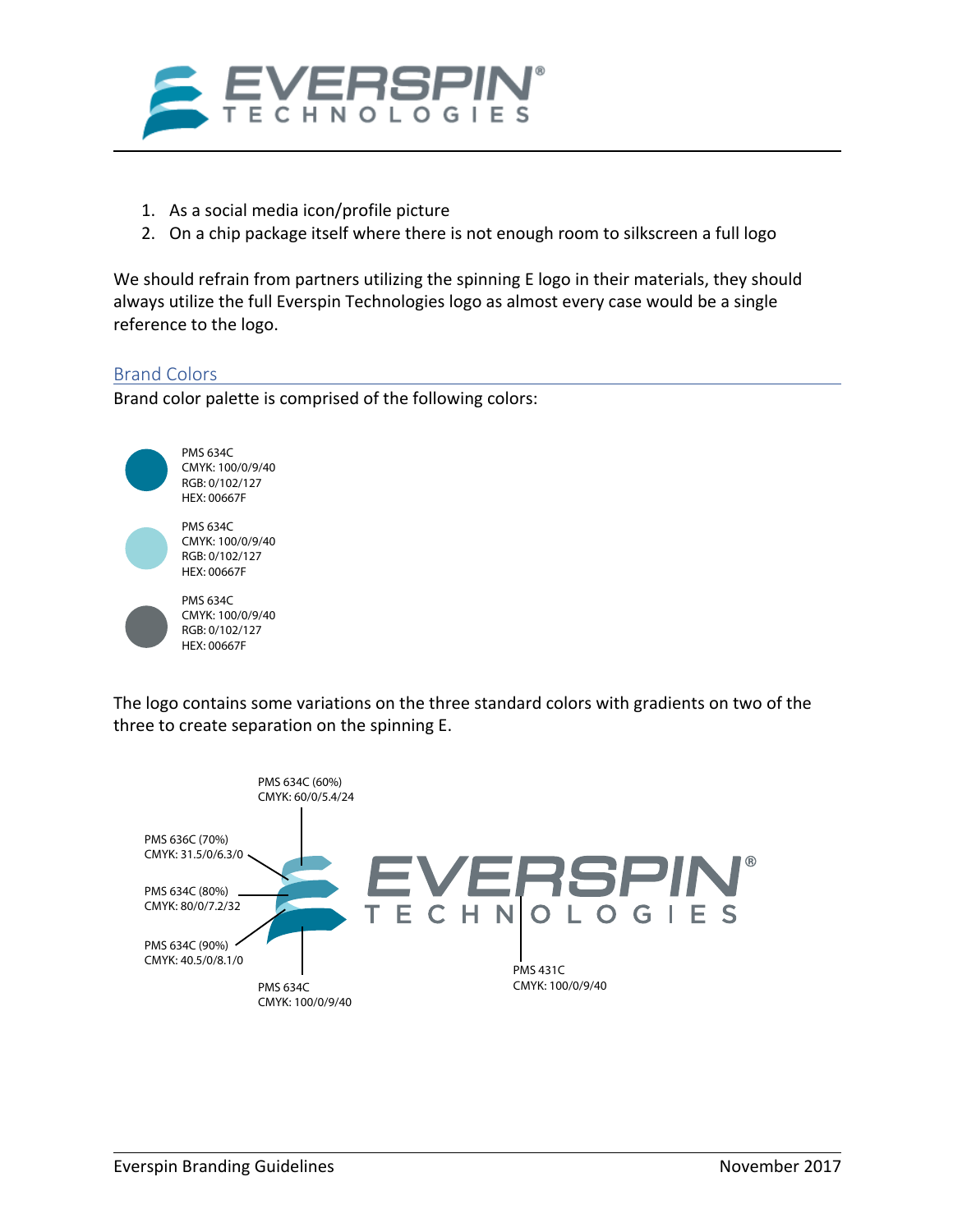1. As a social media icon/profile picture
2. On a chip package itself where there is not enough room to silkscreen a full logo

We should refrain from partners utilizing the spinning E logo in their materials, they should always utilize the full Everspin Technologies logo as almost every case would be a single reference to the logo.

## Brand Colors

Brand color palette is comprised of the following colors:

PMS 634C
CMYK: 100/0/9/40
RGB: 0/102/127
HEX: 00667F

PMS 634C
CMYK: 100/0/9/40
RGB: 0/102/127
HEX: 00667F

PMS 634C
CMYK: 100/0/9/40
RGB: 0/102/127
HEX: 00667F

The logo contains some variations on the three standard colors with gradients on two of the three to create separation on the spinning E.

PMS 634C (60%)
CMYK: 60/0/5.4/24

PMS 636C (70%)
CMYK: 31.5/0/6.3/0

PMS 634C (80%)
CMYK: 80/0/7.2/32

PMS 634C (90%)
CMYK: 40.5/0/8.1/0

PMS 634C
CMYK: 100/0/9/40

PMS 431C
CMYK: 100/0/9/40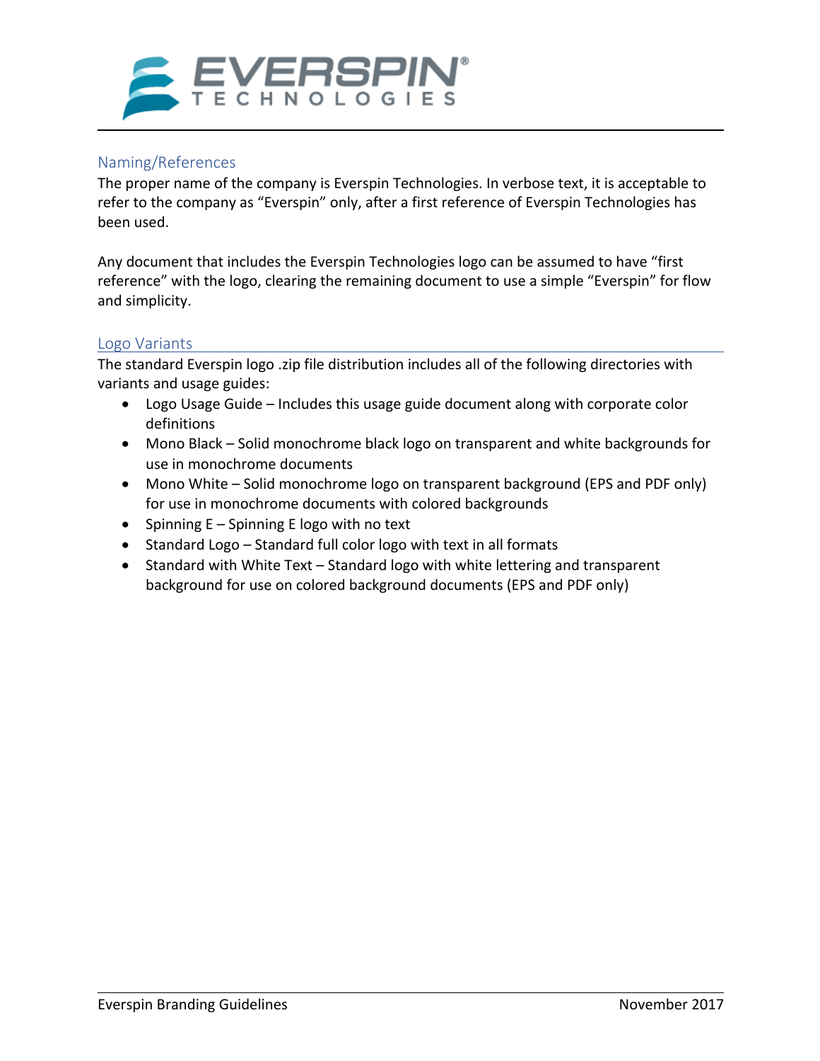## Naming/References

The proper name of the company is Everspin Technologies. In verbose text, it is acceptable to refer to the company as "Everspin" only, after a first reference of Everspin Technologies has been used.

Any document that includes the Everspin Technologies logo can be assumed to have "first reference" with the logo, clearing the remaining document to use a simple "Everspin" for flow and simplicity.

## Logo Variants

The standard Everspin logo .zip file distribution includes all of the following directories with variants and usage guides:

- Logo Usage Guide – Includes this usage guide document along with corporate color definitions
- Mono Black – Solid monochrome black logo on transparent and white backgrounds for use in monochrome documents
- Mono White – Solid monochrome logo on transparent background (EPS and PDF only) for use in monochrome documents with colored backgrounds
- Spinning E – Spinning E logo with no text
- Standard Logo – Standard full color logo with text in all formats
- Standard with White Text – Standard logo with white lettering and transparent background for use on colored background documents (EPS and PDF only)